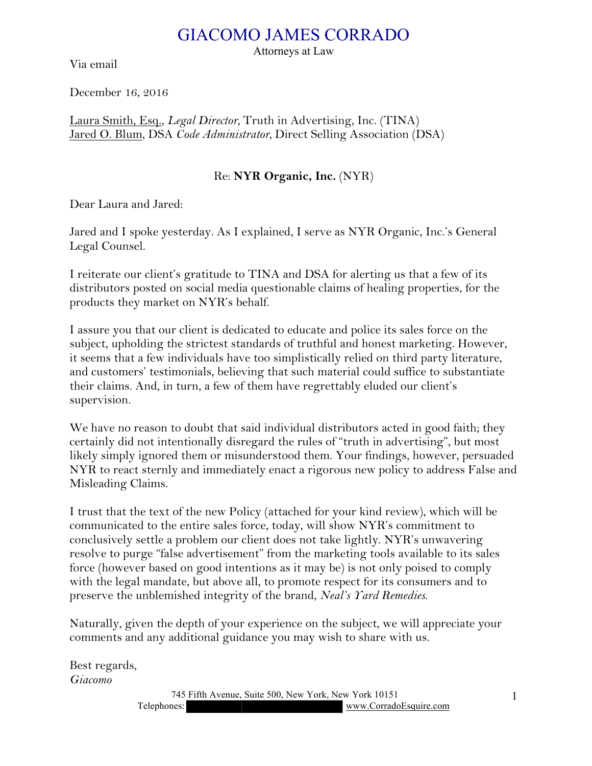# GIACOMO JAMES CORRADO

Attorneys at Law

Via email

December 16, 2016

Laura Smith, Esq., *Legal Director*, Truth in Advertising, Inc. (TINA)
Jared O. Blum, DSA *Code Administrator*, Direct Selling Association (DSA)

Re: **NYR Organic, Inc.** (NYR)

Dear Laura and Jared:

Jared and I spoke yesterday. As I explained, I serve as NYR Organic, Inc.'s General Legal Counsel.

I reiterate our client's gratitude to TINA and DSA for alerting us that a few of its distributors posted on social media questionable claims of healing properties, for the products they market on NYR's behalf.

I assure you that our client is dedicated to educate and police its sales force on the subject, upholding the strictest standards of truthful and honest marketing. However, it seems that a few individuals have too simplistically relied on third party literature, and customers' testimonials, believing that such material could suffice to substantiate their claims. And, in turn, a few of them have regrettably eluded our client's supervision.

We have no reason to doubt that said individual distributors acted in good faith; they certainly did not intentionally disregard the rules of "truth in advertising", but most likely simply ignored them or misunderstood them. Your findings, however, persuaded NYR to react sternly and immediately enact a rigorous new policy to address False and Misleading Claims.

I trust that the text of the new Policy (attached for your kind review), which will be communicated to the entire sales force, today, will show NYR's commitment to conclusively settle a problem our client does not take lightly. NYR's unwavering resolve to purge "false advertisement" from the marketing tools available to its sales force (however based on good intentions as it may be) is not only poised to comply with the legal mandate, but above all, to promote respect for its consumers and to preserve the unblemished integrity of the brand, *Neal's Yard Remedies.*

Naturally, given the depth of your experience on the subject, we will appreciate your comments and any additional guidance you may wish to share with us.

Best regards,
*Giacomo*

745 Fifth Avenue, Suite 500, New York, New York 10151
Telephones: [redacted] www.CorradoEsquire.com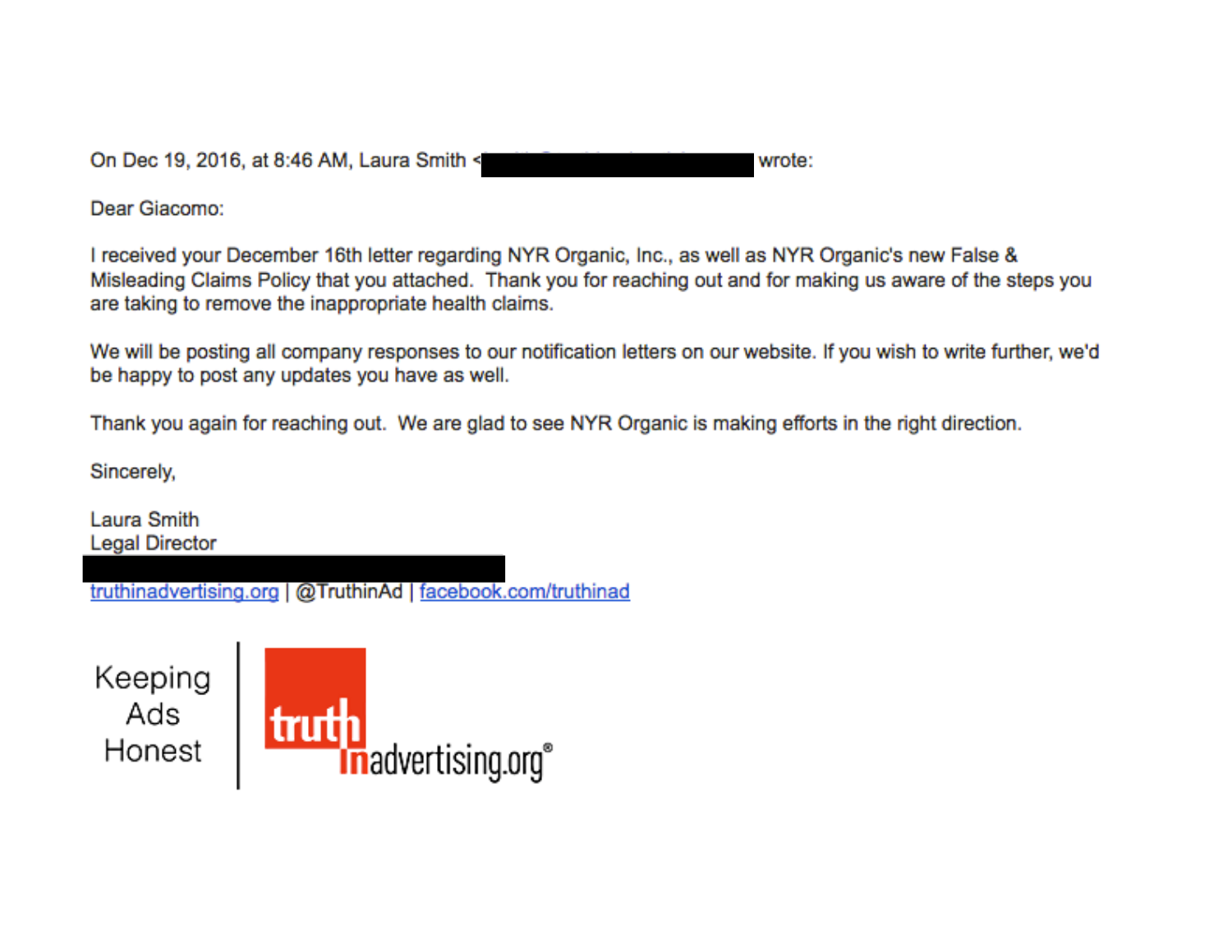On Dec 19, 2016, at 8:46 AM, Laura Smith < wrote:

Dear Giacomo:

I received your December 16th letter regarding NYR Organic, Inc., as well as NYR Organic's new False & Misleading Claims Policy that you attached. Thank you for reaching out and for making us aware of the steps you are taking to remove the inappropriate health claims.

We will be posting all company responses to our notification letters on our website. If you wish to write further, we'd be happy to post any updates you have as well.

Thank you again for reaching out. We are glad to see NYR Organic is making efforts in the right direction.

Sincerely,

Laura Smith
Legal Director

truthinadvertising.org | @TruthinAd | facebook.com/truthinad

Keeping Ads Honest | truth in advertising.org®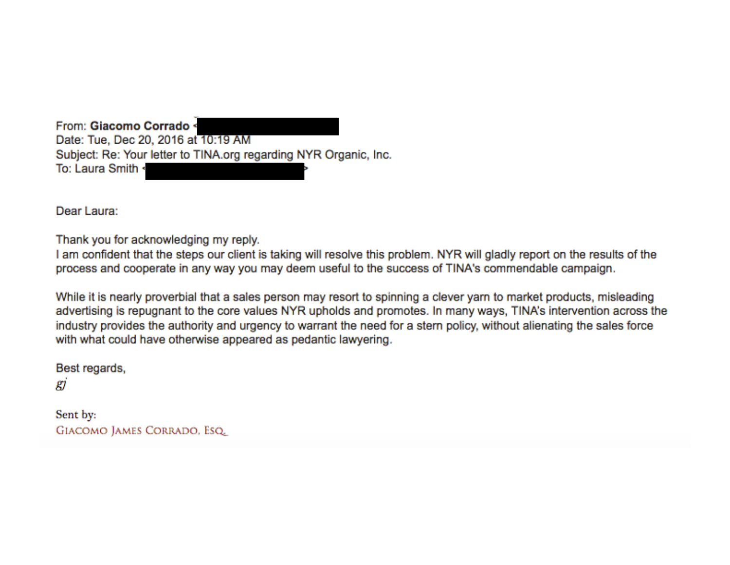From: **Giacomo Corrado** <
Date: Tue, Dec 20, 2016 at 10:19 AM
Subject: Re: Your letter to TINA.org regarding NYR Organic, Inc.
To: Laura Smith <

Dear Laura:

Thank you for acknowledging my reply.
I am confident that the steps our client is taking will resolve this problem. NYR will gladly report on the results of the process and cooperate in any way you may deem useful to the success of TINA's commendable campaign.

While it is nearly proverbial that a sales person may resort to spinning a clever yarn to market products, misleading advertising is repugnant to the core values NYR upholds and promotes. In many ways, TINA's intervention across the industry provides the authority and urgency to warrant the need for a stern policy, without alienating the sales force with what could have otherwise appeared as pedantic lawyering.

Best regards,
*gj*

Sent by:
GIACOMO JAMES CORRADO, ESQ.